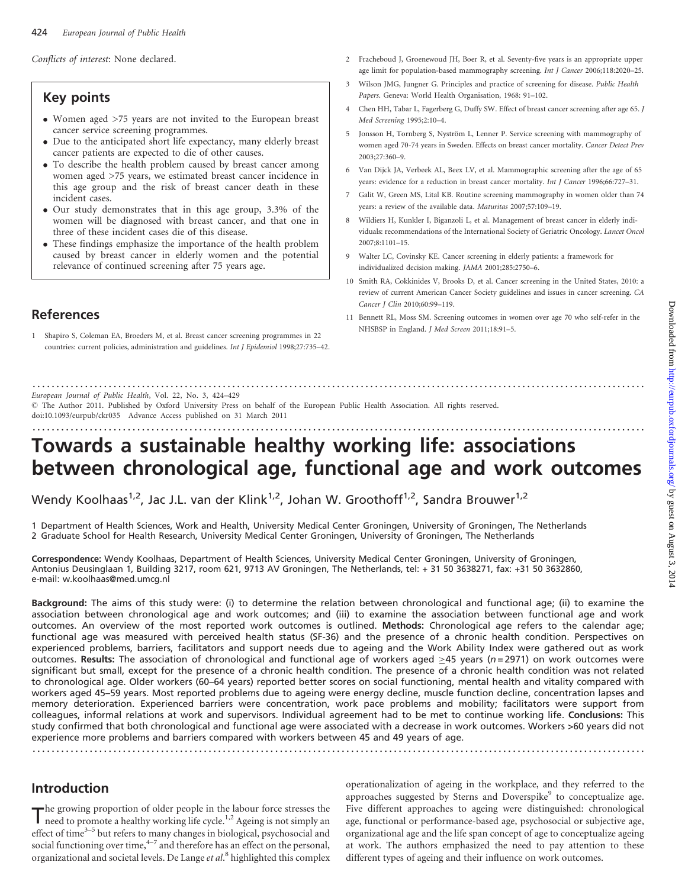*Conflicts of interest*: None declared.

## Key points

- Women aged >75 years are not invited to the European breast cancer service screening programmes.
- Due to the anticipated short life expectancy, many elderly breast cancer patients are expected to die of other causes.
- To describe the health problem caused by breast cancer among women aged >75 years, we estimated breast cancer incidence in this age group and the risk of breast cancer death in these incident cases.
- Our study demonstrates that in this age group, 3.3% of the women will be diagnosed with breast cancer, and that one in three of these incident cases die of this disease.
- These findings emphasize the importance of the health problem caused by breast cancer in elderly women and the potential relevance of continued screening after 75 years age.

## References

1. Shapiro S, Coleman EA, Broeders M, et al. Breast cancer screening programmes in 22 countries: current policies, administration and guidelines. *Int J Epidemiol* 1998;27:735–42.
2. Fracheboud J, Groenewoud JH, Boer R, et al. Seventy-five years is an appropriate upper age limit for population-based mammography screening. *Int J Cancer* 2006;118:2020–25.
3. Wilson JMG, Jungner G. Principles and practice of screening for disease. *Public Health Papers*. Geneva: World Health Organisation, 1968: 91–102.
4. Chen HH, Tabar L, Fagerberg G, Duffy SW. Effect of breast cancer screening after age 65. *J Med Screening* 1995;2:10–4.
5. Jonsson H, Tornberg S, Nyström L, Lenner P. Service screening with mammography of women aged 70-74 years in Sweden. Effects on breast cancer mortality. *Cancer Detect Prev* 2003;27:360–9.
6. Van Dijck JA, Verbeek AL, Beex LV, et al. Mammographic screening after the age of 65 years: evidence for a reduction in breast cancer mortality. *Int J Cancer* 1996;66:727–31.
7. Galit W, Green MS, Lital KB. Routine screening mammography in women older than 74 years: a review of the available data. *Maturitas* 2007;57:109–19.
8. Wildiers H, Kunkler I, Biganzoli L, et al. Management of breast cancer in elderly individuals: recommendations of the International Society of Geriatric Oncology. *Lancet Oncol* 2007;8:1101–15.
9. Walter LC, Covinsky KE. Cancer screening in elderly patients: a framework for individualized decision making. *JAMA* 2001;285:2750–6.
10. Smith RA, Cokkinides V, Brooks D, et al. Cancer screening in the United States, 2010: a review of current American Cancer Society guidelines and issues in cancer screening. *CA Cancer J Clin* 2010;60:99–119.
11. Bennett RL, Moss SM. Screening outcomes in women over age 70 who self-refer in the NHSBSP in England. *J Med Screen* 2011;18:91–5.

---

*European Journal of Public Health*, Vol. 22, No. 3, 424–429
© The Author 2011. Published by Oxford University Press on behalf of the European Public Health Association. All rights reserved.
doi:10.1093/eurpub/ckr035 Advance Access published on 31 March 2011

# Towards a sustainable healthy working life: associations between chronological age, functional age and work outcomes

Wendy Koolhaas[1,2], Jac J.L. van der Klink[1,2], Johan W. Groothoff[1,2], Sandra Brouwer[1,2]

1 Department of Health Sciences, Work and Health, University Medical Center Groningen, University of Groningen, The Netherlands
2 Graduate School for Health Research, University Medical Center Groningen, University of Groningen, The Netherlands

**Correspondence:** Wendy Koolhaas, Department of Health Sciences, University Medical Center Groningen, University of Groningen, Antonius Deusinglaan 1, Building 3217, room 621, 9713 AV Groningen, The Netherlands, tel: + 31 50 3638271, fax: +31 50 3632860, e-mail: w.koolhaas@med.umcg.nl

**Background:** The aims of this study were: (i) to determine the relation between chronological and functional age; (ii) to examine the association between chronological age and work outcomes; and (iii) to examine the association between functional age and work outcomes. An overview of the most reported work outcomes is outlined. **Methods:** Chronological age refers to the calendar age; functional age was measured with perceived health status (SF-36) and the presence of a chronic health condition. Perspectives on experienced problems, barriers, facilitators and support needs due to ageing and the Work Ability Index were gathered out as work outcomes. **Results:** The association of chronological and functional age of workers aged ≥45 years ($n = 2971$) on work outcomes were significant but small, except for the presence of a chronic health condition. The presence of a chronic health condition was not related to chronological age. Older workers (60–64 years) reported better scores on social functioning, mental health and vitality compared with workers aged 45–59 years. Most reported problems due to ageing were energy decline, muscle function decline, concentration lapses and memory deterioration. Experienced barriers were concentration, work pace problems and mobility; facilitators were support from colleagues, informal relations at work and supervisors. Individual agreement had to be met to continue working life. **Conclusions:** This study confirmed that both chronological and functional age were associated with a decrease in work outcomes. Workers >60 years did not experience more problems and barriers compared with workers between 45 and 49 years of age.

## Introduction

The growing proportion of older people in the labour force stresses the need to promote a healthy working life cycle.[1,2] Ageing is not simply an effect of time[3–5] but refers to many changes in biological, psychosocial and social functioning over time,[4–7] and therefore has an effect on the personal, organizational and societal levels. De Lange *et al*.[8] highlighted this complex operationalization of ageing in the workplace, and they referred to the approaches suggested by Sterns and Doverspike[9] to conceptualize age. Five different approaches to ageing were distinguished: chronological age, functional or performance-based age, psychosocial or subjective age, organizational age and the life span concept of age to conceptualize ageing at work. The authors emphasized the need to pay attention to these different types of ageing and their influence on work outcomes.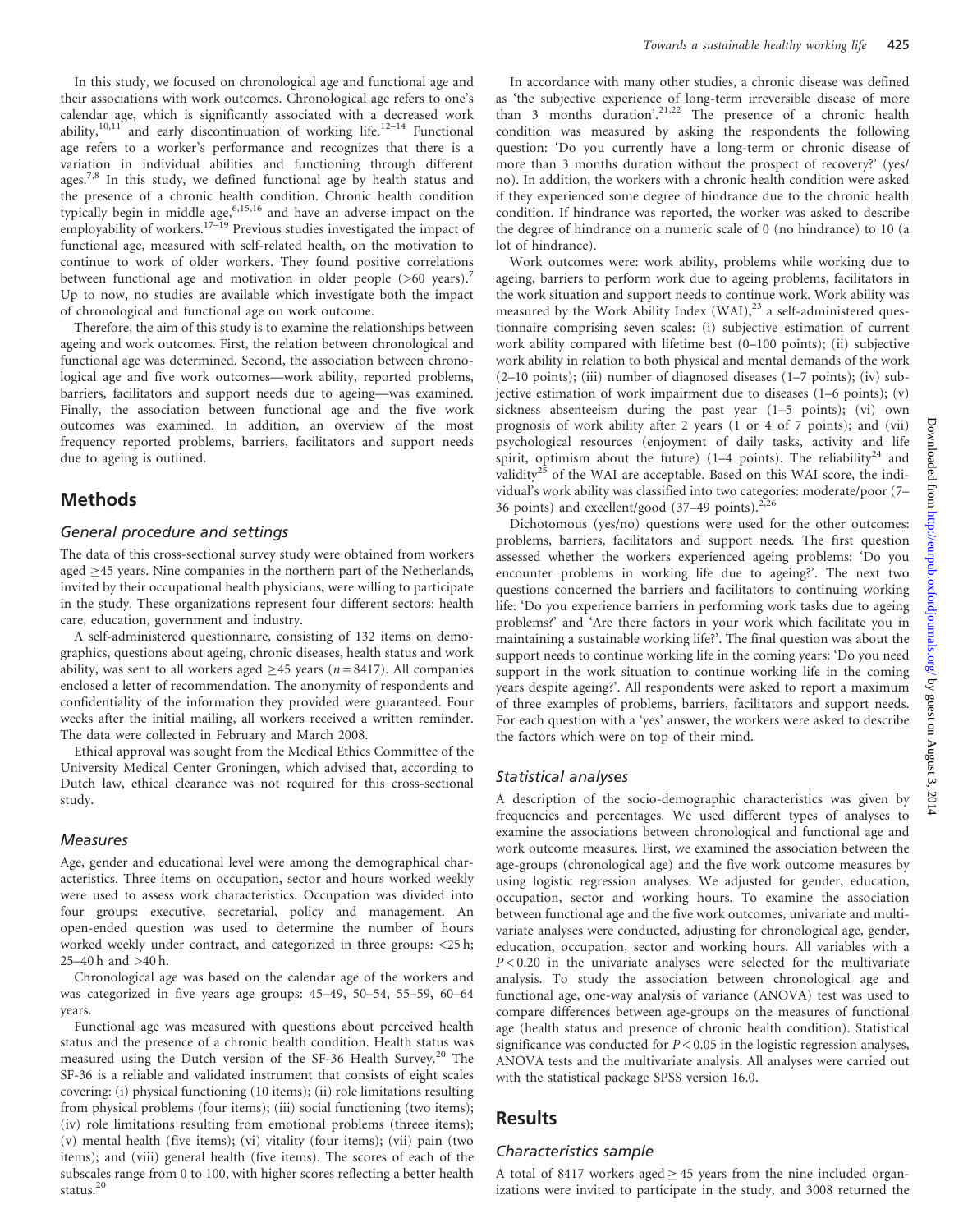In this study, we focused on chronological age and functional age and their associations with work outcomes. Chronological age refers to one's calendar age, which is significantly associated with a decreased work ability,[10,11] and early discontinuation of working life.[12–14] Functional age refers to a worker's performance and recognizes that there is a variation in individual abilities and functioning through different ages.[7,8] In this study, we defined functional age by health status and the presence of a chronic health condition. Chronic health condition typically begin in middle age,[6,15,16] and have an adverse impact on the employability of workers.[17–19] Previous studies investigated the impact of functional age, measured with self-related health, on the motivation to continue to work of older workers. They found positive correlations between functional age and motivation in older people (>60 years).[7] Up to now, no studies are available which investigate both the impact of chronological and functional age on work outcome.

Therefore, the aim of this study is to examine the relationships between ageing and work outcomes. First, the relation between chronological and functional age was determined. Second, the association between chronological age and five work outcomes—work ability, reported problems, barriers, facilitators and support needs due to ageing—was examined. Finally, the association between functional age and the five work outcomes was examined. In addition, an overview of the most frequency reported problems, barriers, facilitators and support needs due to ageing is outlined.

## Methods

### General procedure and settings

The data of this cross-sectional survey study were obtained from workers aged ≥45 years. Nine companies in the northern part of the Netherlands, invited by their occupational health physicians, were willing to participate in the study. These organizations represent four different sectors: health care, education, government and industry.

A self-administered questionnaire, consisting of 132 items on demographics, questions about ageing, chronic diseases, health status and work ability, was sent to all workers aged ≥45 years ($n = 8417$). All companies enclosed a letter of recommendation. The anonymity of respondents and confidentiality of the information they provided were guaranteed. Four weeks after the initial mailing, all workers received a written reminder. The data were collected in February and March 2008.

Ethical approval was sought from the Medical Ethics Committee of the University Medical Center Groningen, which advised that, according to Dutch law, ethical clearance was not required for this cross-sectional study.

### Measures

Age, gender and educational level were among the demographical characteristics. Three items on occupation, sector and hours worked weekly were used to assess work characteristics. Occupation was divided into four groups: executive, secretarial, policy and management. An open-ended question was used to determine the number of hours worked weekly under contract, and categorized in three groups: <25 h; 25–40 h and >40 h.

Chronological age was based on the calendar age of the workers and was categorized in five years age groups: 45–49, 50–54, 55–59, 60–64 years.

Functional age was measured with questions about perceived health status and the presence of a chronic health condition. Health status was measured using the Dutch version of the SF-36 Health Survey.[20] The SF-36 is a reliable and validated instrument that consists of eight scales covering: (i) physical functioning (10 items); (ii) role limitations resulting from physical problems (four items); (iii) social functioning (two items); (iv) role limitations resulting from emotional problems (threee items); (v) mental health (five items); (vi) vitality (four items); (vii) pain (two items); and (viii) general health (five items). The scores of each of the subscales range from 0 to 100, with higher scores reflecting a better health status.[20]

In accordance with many other studies, a chronic disease was defined as 'the subjective experience of long-term irreversible disease of more than 3 months duration'.[21,22] The presence of a chronic health condition was measured by asking the respondents the following question: 'Do you currently have a long-term or chronic disease of more than 3 months duration without the prospect of recovery?' (yes/no). In addition, the workers with a chronic health condition were asked if they experienced some degree of hindrance due to the chronic health condition. If hindrance was reported, the worker was asked to describe the degree of hindrance on a numeric scale of 0 (no hindrance) to 10 (a lot of hindrance).

Work outcomes were: work ability, problems while working due to ageing, barriers to perform work due to ageing problems, facilitators in the work situation and support needs to continue work. Work ability was measured by the Work Ability Index (WAI),[23] a self-administered questionnaire comprising seven scales: (i) subjective estimation of current work ability compared with lifetime best (0–100 points); (ii) subjective work ability in relation to both physical and mental demands of the work (2–10 points); (iii) number of diagnosed diseases (1–7 points); (iv) subjective estimation of work impairment due to diseases (1–6 points); (v) sickness absenteeism during the past year (1–5 points); (vi) own prognosis of work ability after 2 years (1 or 4 of 7 points); and (vii) psychological resources (enjoyment of daily tasks, activity and life spirit, optimism about the future) (1–4 points). The reliability[24] and validity[25] of the WAI are acceptable. Based on this WAI score, the individual's work ability was classified into two categories: moderate/poor (7–36 points) and excellent/good (37–49 points).[2,26]

Dichotomous (yes/no) questions were used for the other outcomes: problems, barriers, facilitators and support needs. The first question assessed whether the workers experienced ageing problems: 'Do you encounter problems in working life due to ageing?'. The next two questions concerned the barriers and facilitators to continuing working life: 'Do you experience barriers in performing work tasks due to ageing problems?' and 'Are there factors in your work which facilitate you in maintaining a sustainable working life?'. The final question was about the support needs to continue working life in the coming years: 'Do you need support in the work situation to continue working life in the coming years despite ageing?'. All respondents were asked to report a maximum of three examples of problems, barriers, facilitators and support needs. For each question with a 'yes' answer, the workers were asked to describe the factors which were on top of their mind.

### Statistical analyses

A description of the socio-demographic characteristics was given by frequencies and percentages. We used different types of analyses to examine the associations between chronological and functional age and work outcome measures. First, we examined the association between the age-groups (chronological age) and the five work outcome measures by using logistic regression analyses. We adjusted for gender, education, occupation, sector and working hours. To examine the association between functional age and the five work outcomes, univariate and multivariate analyses were conducted, adjusting for chronological age, gender, education, occupation, sector and working hours. All variables with a $P < 0.20$ in the univariate analyses were selected for the multivariate analysis. To study the association between chronological age and functional age, one-way analysis of variance (ANOVA) test was used to compare differences between age-groups on the measures of functional age (health status and presence of chronic health condition). Statistical significance was conducted for $P < 0.05$ in the logistic regression analyses, ANOVA tests and the multivariate analysis. All analyses were carried out with the statistical package SPSS version 16.0.

## Results

### Characteristics sample

A total of 8417 workers aged ≥ 45 years from the nine included organizations were invited to participate in the study, and 3008 returned the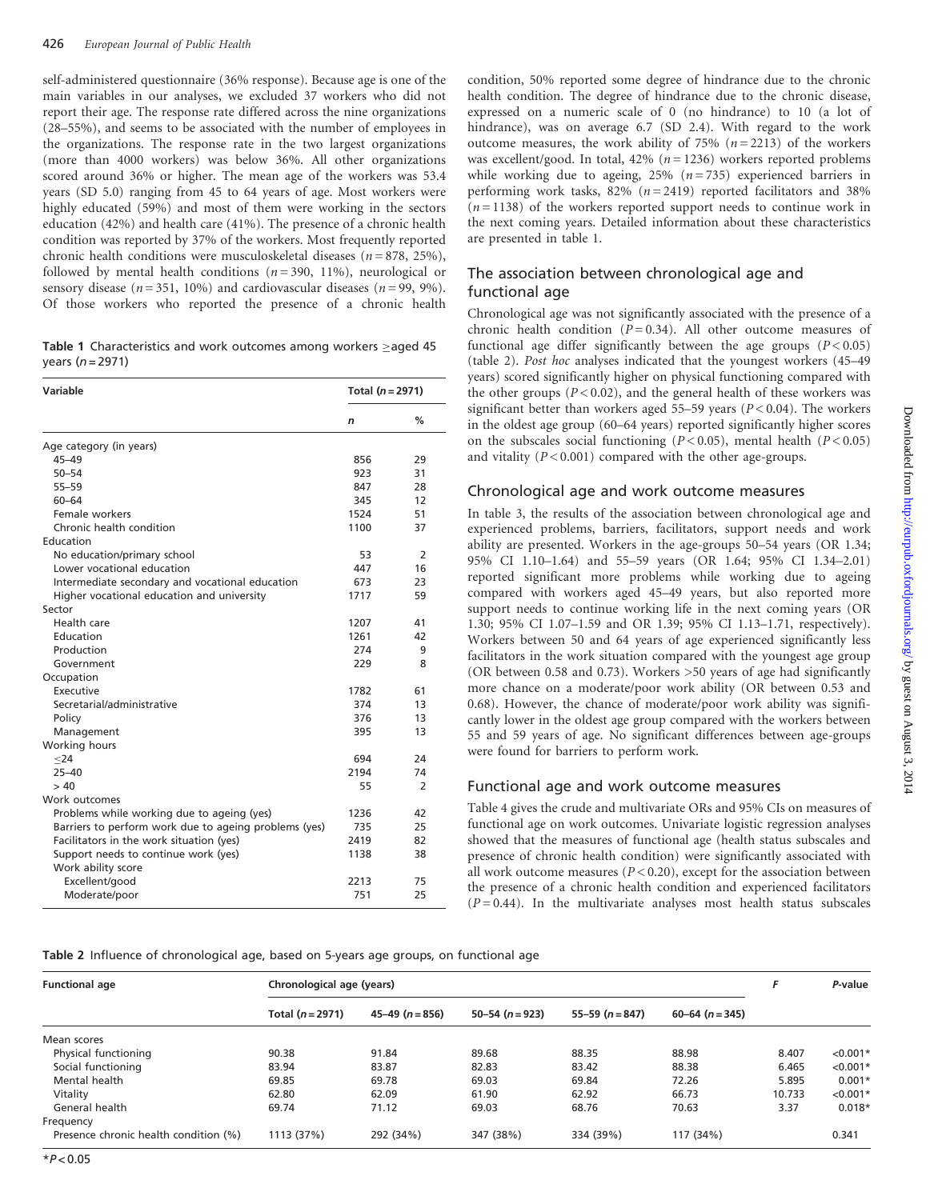self-administered questionnaire (36% response). Because age is one of the main variables in our analyses, we excluded 37 workers who did not report their age. The response rate differed across the nine organizations (28–55%), and seems to be associated with the number of employees in the organizations. The response rate in the two largest organizations (more than 4000 workers) was below 36%. All other organizations scored around 36% or higher. The mean age of the workers was 53.4 years (SD 5.0) ranging from 45 to 64 years of age. Most workers were highly educated (59%) and most of them were working in the sectors education (42%) and health care (41%). The presence of a chronic health condition was reported by 37% of the workers. Most frequently reported chronic health conditions were musculoskeletal diseases ($n = 878$, 25%), followed by mental health conditions ($n = 390$, 11%), neurological or sensory disease ($n = 351$, 10%) and cardiovascular diseases ($n = 99$, 9%). Of those workers who reported the presence of a chronic health condition, 50% reported some degree of hindrance due to the chronic health condition. The degree of hindrance due to the chronic disease, expressed on a numeric scale of 0 (no hindrance) to 10 (a lot of hindrance), was on average 6.7 (SD 2.4). With regard to the work outcome measures, the work ability of 75% ($n = 2213$) of the workers was excellent/good. In total, 42% ($n = 1236$) workers reported problems while working due to ageing, 25% ($n = 735$) experienced barriers in performing work tasks, 82% ($n = 2419$) reported facilitators and 38% ($n = 1138$) of the workers reported support needs to continue work in the next coming years. Detailed information about these characteristics are presented in table 1.

**Table 1** Characteristics and work outcomes among workers ≥aged 45 years ($n = 2971$)

| Variable | Total ($n = 2971$) | |
|---|---|---|
| | *n* | % |
| Age category (in years) | | |
| 45–49 | 856 | 29 |
| 50–54 | 923 | 31 |
| 55–59 | 847 | 28 |
| 60–64 | 345 | 12 |
| Female workers | 1524 | 51 |
| Chronic health condition | 1100 | 37 |
| Education | | |
| No education/primary school | 53 | 2 |
| Lower vocational education | 447 | 16 |
| Intermediate secondary and vocational education | 673 | 23 |
| Higher vocational education and university | 1717 | 59 |
| Sector | | |
| Health care | 1207 | 41 |
| Education | 1261 | 42 |
| Production | 274 | 9 |
| Government | 229 | 8 |
| Occupation | | |
| Executive | 1782 | 61 |
| Secretarial/administrative | 374 | 13 |
| Policy | 376 | 13 |
| Management | 395 | 13 |
| Working hours | | |
| ≤24 | 694 | 24 |
| 25–40 | 2194 | 74 |
| > 40 | 55 | 2 |
| Work outcomes | | |
| Problems while working due to ageing (yes) | 1236 | 42 |
| Barriers to perform work due to ageing problems (yes) | 735 | 25 |
| Facilitators in the work situation (yes) | 2419 | 82 |
| Support needs to continue work (yes) | 1138 | 38 |
| Work ability score | | |
| Excellent/good | 2213 | 75 |
| Moderate/poor | 751 | 25 |

## The association between chronological age and functional age

Chronological age was not significantly associated with the presence of a chronic health condition ($P = 0.34$). All other outcome measures of functional age differ significantly between the age groups ($P < 0.05$) (table 2). *Post hoc* analyses indicated that the youngest workers (45–49 years) scored significantly higher on physical functioning compared with the other groups ($P < 0.02$), and the general health of these workers was significant better than workers aged 55–59 years ($P < 0.04$). The workers in the oldest age group (60–64 years) reported significantly higher scores on the subscales social functioning ($P < 0.05$), mental health ($P < 0.05$) and vitality ($P < 0.001$) compared with the other age-groups.

## Chronological age and work outcome measures

In table 3, the results of the association between chronological age and experienced problems, barriers, facilitators, support needs and work ability are presented. Workers in the age-groups 50–54 years (OR 1.34; 95% CI 1.10–1.64) and 55–59 years (OR 1.64; 95% CI 1.34–2.01) reported significant more problems while working due to ageing compared with workers aged 45–49 years, but also reported more support needs to continue working life in the next coming years (OR 1.30; 95% CI 1.07–1.59 and OR 1.39; 95% CI 1.13–1.71, respectively). Workers between 50 and 64 years of age experienced significantly less facilitators in the work situation compared with the youngest age group (OR between 0.58 and 0.73). Workers >50 years of age had significantly more chance on a moderate/poor work ability (OR between 0.53 and 0.68). However, the chance of moderate/poor work ability was significantly lower in the oldest age group compared with the workers between 55 and 59 years of age. No significant differences between age-groups were found for barriers to perform work.

## Functional age and work outcome measures

Table 4 gives the crude and multivariate ORs and 95% CIs on measures of functional age on work outcomes. Univariate logistic regression analyses showed that the measures of functional age (health status subscales and presence of chronic health condition) were significantly associated with all work outcome measures ($P < 0.20$), except for the association between the presence of a chronic health condition and experienced facilitators ($P = 0.44$). In the multivariate analyses most health status subscales

**Table 2** Influence of chronological age, based on 5-years age groups, on functional age

| Functional age | Chronological age (years) | | | | | *F* | *P*-value |
|---|---|---|---|---|---|---|---|
| | Total ($n = 2971$) | 45–49 ($n = 856$) | 50–54 ($n = 923$) | 55–59 ($n = 847$) | 60–64 ($n = 345$) | | |
| Mean scores | | | | | | | |
| Physical functioning | 90.38 | 91.84 | 89.68 | 88.35 | 88.98 | 8.407 | <0.001* |
| Social functioning | 83.94 | 83.87 | 82.83 | 83.42 | 88.38 | 6.465 | <0.001* |
| Mental health | 69.85 | 69.78 | 69.03 | 69.84 | 72.26 | 5.895 | 0.001* |
| Vitality | 62.80 | 62.09 | 61.90 | 62.92 | 66.73 | 10.733 | <0.001* |
| General health | 69.74 | 71.12 | 69.03 | 68.76 | 70.63 | 3.37 | 0.018* |
| Frequency | | | | | | | |
| Presence chronic health condition (%) | 1113 (37%) | 292 (34%) | 347 (38%) | 334 (39%) | 117 (34%) | | 0.341 |

*$P < 0.05$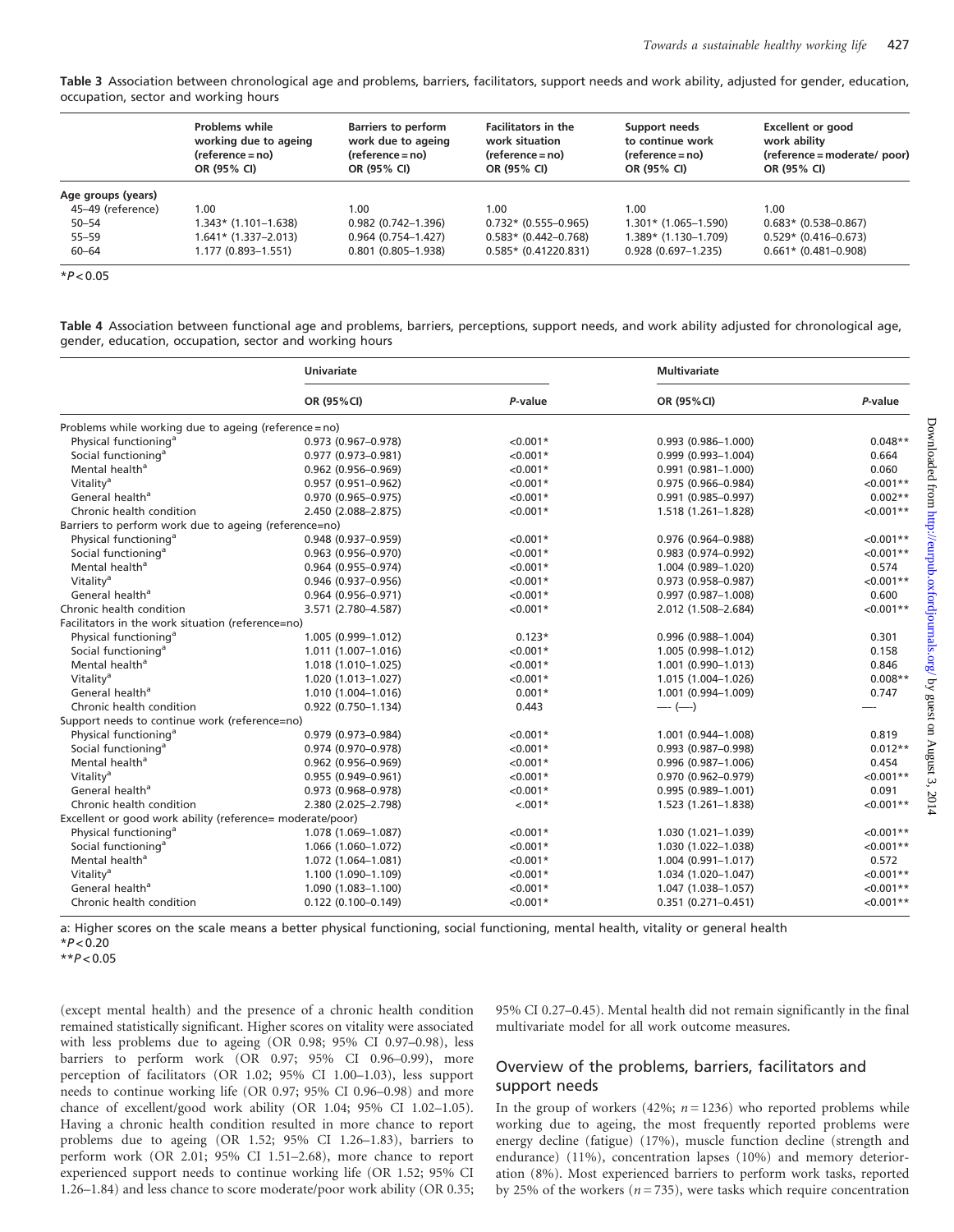**Table 3** Association between chronological age and problems, barriers, facilitators, support needs and work ability, adjusted for gender, education, occupation, sector and working hours

| | Problems while working due to ageing (reference = no) OR (95% CI) | Barriers to perform work due to ageing (reference = no) OR (95% CI) | Facilitators in the work situation (reference = no) OR (95% CI) | Support needs to continue work (reference = no) OR (95% CI) | Excellent or good work ability (reference = moderate/ poor) OR (95% CI) |
|---|---|---|---|---|---|
| **Age groups (years)** | | | | | |
| 45–49 (reference) | 1.00 | 1.00 | 1.00 | 1.00 | 1.00 |
| 50–54 | 1.343* (1.101–1.638) | 0.982 (0.742–1.396) | 0.732* (0.555–0.965) | 1.301* (1.065–1.590) | 0.683* (0.538–0.867) |
| 55–59 | 1.641* (1.337–2.013) | 0.964 (0.754–1.427) | 0.583* (0.442–0.768) | 1.389* (1.130–1.709) | 0.529* (0.416–0.673) |
| 60–64 | 1.177 (0.893–1.551) | 0.801 (0.805–1.938) | 0.585* (0.41220.831) | 0.928 (0.697–1.235) | 0.661* (0.481–0.908) |

*$P < 0.05$

**Table 4** Association between functional age and problems, barriers, perceptions, support needs, and work ability adjusted for chronological age, gender, education, occupation, sector and working hours

| | Univariate | | Multivariate | |
|---|---|---|---|---|
| | OR (95%CI) | *P*-value | OR (95%CI) | *P*-value |
| Problems while working due to ageing (reference = no) | | | | |
| Physical functioning[a] | 0.973 (0.967–0.978) | <0.001* | 0.993 (0.986–1.000) | 0.048** |
| Social functioning[a] | 0.977 (0.973–0.981) | <0.001* | 0.999 (0.993–1.004) | 0.664 |
| Mental health[a] | 0.962 (0.956–0.969) | <0.001* | 0.991 (0.981–1.000) | 0.060 |
| Vitality[a] | 0.957 (0.951–0.962) | <0.001* | 0.975 (0.966–0.984) | <0.001** |
| General health[a] | 0.970 (0.965–0.975) | <0.001* | 0.991 (0.985–0.997) | 0.002** |
| Chronic health condition | 2.450 (2.088–2.875) | <0.001* | 1.518 (1.261–1.828) | <0.001** |
| Barriers to perform work due to ageing (reference=no) | | | | |
| Physical functioning[a] | 0.948 (0.937–0.959) | <0.001* | 0.976 (0.964–0.988) | <0.001** |
| Social functioning[a] | 0.963 (0.956–0.970) | <0.001* | 0.983 (0.974–0.992) | <0.001** |
| Mental health[a] | 0.964 (0.955–0.974) | <0.001* | 1.004 (0.989–1.020) | 0.574 |
| Vitality[a] | 0.946 (0.937–0.956) | <0.001* | 0.973 (0.958–0.987) | <0.001** |
| General health[a] | 0.964 (0.956–0.971) | <0.001* | 0.997 (0.987–1.008) | 0.600 |
| Chronic health condition | 3.571 (2.780–4.587) | <0.001* | 2.012 (1.508–2.684) | <0.001** |
| Facilitators in the work situation (reference=no) | | | | |
| Physical functioning[a] | 1.005 (0.999–1.012) | 0.123* | 0.996 (0.988–1.004) | 0.301 |
| Social functioning[a] | 1.011 (1.007–1.016) | <0.001* | 1.005 (0.998–1.012) | 0.158 |
| Mental health[a] | 1.018 (1.010–1.025) | <0.001* | 1.001 (0.990–1.013) | 0.846 |
| Vitality[a] | 1.020 (1.013–1.027) | <0.001* | 1.015 (1.004–1.026) | 0.008** |
| General health[a] | 1.010 (1.004–1.016) | 0.001* | 1.001 (0.994–1.009) | 0.747 |
| Chronic health condition | 0.922 (0.750–1.134) | 0.443 | — (—) | — |
| Support needs to continue work (reference=no) | | | | |
| Physical functioning[a] | 0.979 (0.973–0.984) | <0.001* | 1.001 (0.944–1.008) | 0.819 |
| Social functioning[a] | 0.974 (0.970–0.978) | <0.001* | 0.993 (0.987–0.998) | 0.012** |
| Mental health[a] | 0.962 (0.956–0.969) | <0.001* | 0.996 (0.987–1.006) | 0.454 |
| Vitality[a] | 0.955 (0.949–0.961) | <0.001* | 0.970 (0.962–0.979) | <0.001** |
| General health[a] | 0.973 (0.968–0.978) | <0.001* | 0.995 (0.989–1.001) | 0.091 |
| Chronic health condition | 2.380 (2.025–2.798) | <.001* | 1.523 (1.261–1.838) | <0.001** |
| Excellent or good work ability (reference= moderate/poor) | | | | |
| Physical functioning[a] | 1.078 (1.069–1.087) | <0.001* | 1.030 (1.021–1.039) | <0.001** |
| Social functioning[a] | 1.066 (1.060–1.072) | <0.001* | 1.030 (1.022–1.038) | <0.001** |
| Mental health[a] | 1.072 (1.064–1.081) | <0.001* | 1.004 (0.991–1.017) | 0.572 |
| Vitality[a] | 1.100 (1.090–1.109) | <0.001* | 1.034 (1.020–1.047) | <0.001** |
| General health[a] | 1.090 (1.083–1.100) | <0.001* | 1.047 (1.038–1.057) | <0.001** |
| Chronic health condition | 0.122 (0.100–0.149) | <0.001* | 0.351 (0.271–0.451) | <0.001** |

a: Higher scores on the scale means a better physical functioning, social functioning, mental health, vitality or general health
*$P < 0.20$
**$P < 0.05$

(except mental health) and the presence of a chronic health condition remained statistically significant. Higher scores on vitality were associated with less problems due to ageing (OR 0.98; 95% CI 0.97–0.98), less barriers to perform work (OR 0.97; 95% CI 0.96–0.99), more perception of facilitators (OR 1.02; 95% CI 1.00–1.03), less support needs to continue working life (OR 0.97; 95% CI 0.96–0.98) and more chance of excellent/good work ability (OR 1.04; 95% CI 1.02–1.05). Having a chronic health condition resulted in more chance to report problems due to ageing (OR 1.52; 95% CI 1.26–1.83), barriers to perform work (OR 2.01; 95% CI 1.51–2.68), more chance to report experienced support needs to continue working life (OR 1.52; 95% CI 1.26–1.84) and less chance to score moderate/poor work ability (OR 0.35; 95% CI 0.27–0.45). Mental health did not remain significantly in the final multivariate model for all work outcome measures.

## Overview of the problems, barriers, facilitators and support needs

In the group of workers (42%; $n = 1236$) who reported problems while working due to ageing, the most frequently reported problems were energy decline (fatigue) (17%), muscle function decline (strength and endurance) (11%), concentration lapses (10%) and memory deterioration (8%). Most experienced barriers to perform work tasks, reported by 25% of the workers ($n = 735$), were tasks which require concentration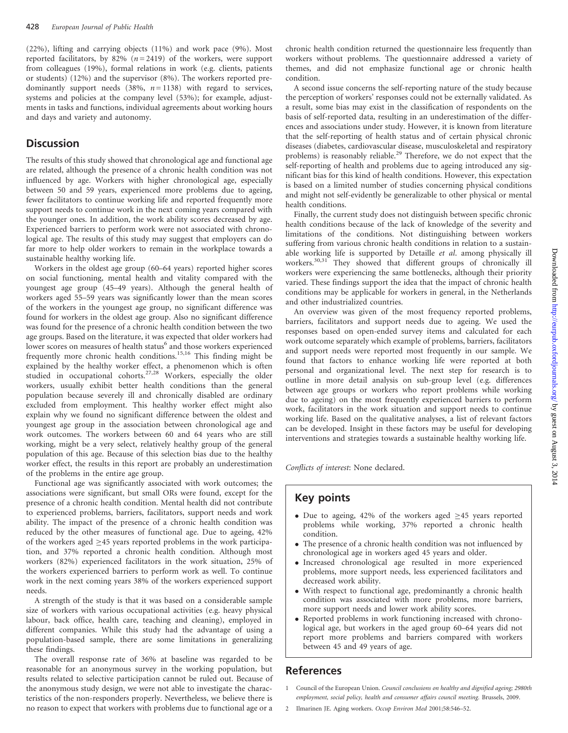(22%), lifting and carrying objects (11%) and work pace (9%). Most reported facilitators, by 82% ($n = 2419$) of the workers, were support from colleagues (19%), formal relations in work (e.g. clients, patients or students) (12%) and the supervisor (8%). The workers reported predominantly support needs (38%, $n = 1138$) with regard to services, systems and policies at the company level (53%); for example, adjustments in tasks and functions, individual agreements about working hours and days and variety and autonomy.

## Discussion

The results of this study showed that chronological age and functional age are related, although the presence of a chronic health condition was not influenced by age. Workers with higher chronological age, especially between 50 and 59 years, experienced more problems due to ageing, fewer facilitators to continue working life and reported frequently more support needs to continue work in the next coming years compared with the younger ones. In addition, the work ability scores decreased by age. Experienced barriers to perform work were not associated with chronological age. The results of this study may suggest that employers can do far more to help older workers to remain in the workplace towards a sustainable healthy working life.

Workers in the oldest age group (60–64 years) reported higher scores on social functioning, mental health and vitality compared with the youngest age group (45–49 years). Although the general health of workers aged 55–59 years was significantly lower than the mean scores of the workers in the youngest age group, no significant difference was found for workers in the oldest age group. Also no significant difference was found for the presence of a chronic health condition between the two age groups. Based on the literature, it was expected that older workers had lower scores on measures of health status[6] and those workers experienced frequently more chronic health conditions.[15,16] This finding might be explained by the healthy worker effect, a phenomenon which is often studied in occupational cohorts.[27,28] Workers, especially the older workers, usually exhibit better health conditions than the general population because severely ill and chronically disabled are ordinary excluded from employment. This healthy worker effect might also explain why we found no significant difference between the oldest and youngest age group in the association between chronological age and work outcomes. The workers between 60 and 64 years who are still working, might be a very select, relatively healthy group of the general population of this age. Because of this selection bias due to the healthy worker effect, the results in this report are probably an underestimation of the problems in the entire age group.

Functional age was significantly associated with work outcomes; the associations were significant, but small ORs were found, except for the presence of a chronic health condition. Mental health did not contribute to experienced problems, barriers, facilitators, support needs and work ability. The impact of the presence of a chronic health condition was reduced by the other measures of functional age. Due to ageing, 42% of the workers aged ≥45 years reported problems in the work participation, and 37% reported a chronic health condition. Although most workers (82%) experienced facilitators in the work situation, 25% of the workers experienced barriers to perform work as well. To continue work in the next coming years 38% of the workers experienced support needs.

A strength of the study is that it was based on a considerable sample size of workers with various occupational activities (e.g. heavy physical labour, back office, health care, teaching and cleaning), employed in different companies. While this study had the advantage of using a population-based sample, there are some limitations in generalizing these findings.

The overall response rate of 36% at baseline was regarded to be reasonable for an anonymous survey in the working population, but results related to selective participation cannot be ruled out. Because of the anonymous study design, we were not able to investigate the characteristics of the non-responders properly. Nevertheless, we believe there is no reason to expect that workers with problems due to functional age or a chronic health condition returned the questionnaire less frequently than workers without problems. The questionnaire addressed a variety of themes, and did not emphasize functional age or chronic health condition.

A second issue concerns the self-reporting nature of the study because the perception of workers' responses could not be externally validated. As a result, some bias may exist in the classification of respondents on the basis of self-reported data, resulting in an underestimation of the differences and associations under study. However, it is known from literature that the self-reporting of health status and of certain physical chronic diseases (diabetes, cardiovascular disease, musculoskeletal and respiratory problems) is reasonably reliable.[29] Therefore, we do not expect that the self-reporting of health and problems due to ageing introduced any significant bias for this kind of health conditions. However, this expectation is based on a limited number of studies concerning physical conditions and might not self-evidently be generalizable to other physical or mental health conditions.

Finally, the current study does not distinguish between specific chronic health conditions because of the lack of knowledge of the severity and limitations of the conditions. Not distinguishing between workers suffering from various chronic health conditions in relation to a sustainable working life is supported by Detaille *et al*. among physically ill workers.[30,31] They showed that different groups of chronically ill workers were experiencing the same bottlenecks, although their priority varied. These findings support the idea that the impact of chronic health conditions may be applicable for workers in general, in the Netherlands and other industrialized countries.

An overview was given of the most frequency reported problems, barriers, facilitators and support needs due to ageing. We used the responses based on open-ended survey items and calculated for each work outcome separately which example of problems, barriers, facilitators and support needs were reported most frequently in our sample. We found that factors to enhance working life were reported at both personal and organizational level. The next step for research is to outline in more detail analysis on sub-group level (e.g. differences between age groups or workers who report problems while working due to ageing) on the most frequently experienced barriers to perform work, facilitators in the work situation and support needs to continue working life. Based on the qualitative analyses, a list of relevant factors can be developed. Insight in these factors may be useful for developing interventions and strategies towards a sustainable healthy working life.

*Conflicts of interest*: None declared.

## Key points

- Due to ageing, 42% of the workers aged ≥45 years reported problems while working, 37% reported a chronic health condition.
- The presence of a chronic health condition was not influenced by chronological age in workers aged 45 years and older.
- Increased chronological age resulted in more experienced problems, more support needs, less experienced facilitators and decreased work ability.
- With respect to functional age, predominantly a chronic health condition was associated with more problems, more barriers, more support needs and lower work ability scores.
- Reported problems in work functioning increased with chronological age, but workers in the aged group 60–64 years did not report more problems and barriers compared with workers between 45 and 49 years of age.

## References

1 Council of the European Union. *Council conclusions on healthy and dignified ageing; 2980th employment, social policy, health and consumer affairs council meeting.* Brussels, 2009.

2 Ilmarinen JE. Aging workers. *Occup Environ Med* 2001;58:546–52.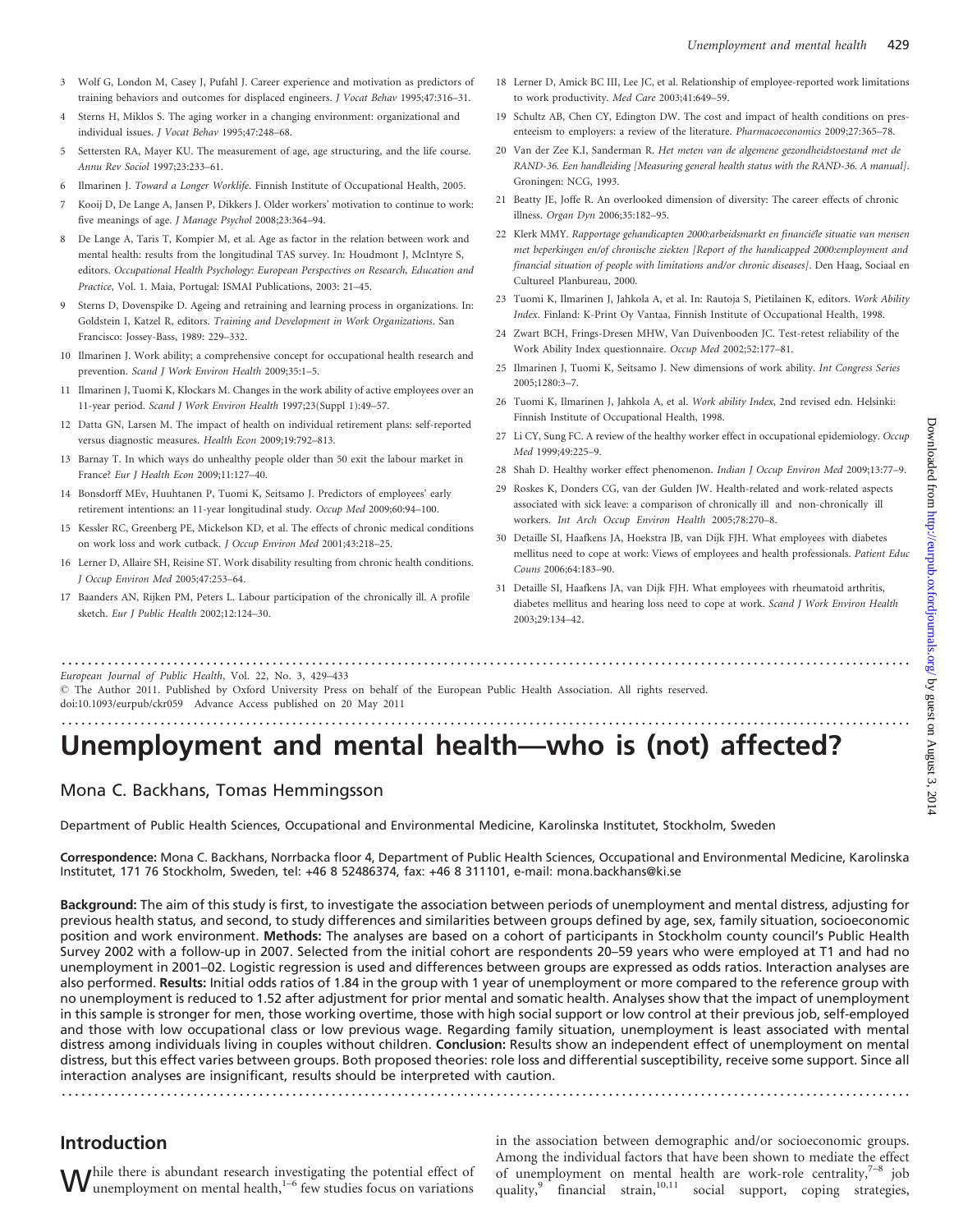3 Wolf G, London M, Casey J, Pufahl J. Career experience and motivation as predictors of training behaviors and outcomes for displaced engineers. *J Vocat Behav* 1995;47:316–31.

4 Sterns H, Miklos S. The aging worker in a changing environment: organizational and individual issues. *J Vocat Behav* 1995;47:248–68.

5 Settersten RA, Mayer KU. The measurement of age, age structuring, and the life course. *Annu Rev Sociol* 1997;23:233–61.

6 Ilmarinen J. *Toward a Longer Worklife*. Finnish Institute of Occupational Health, 2005.

7 Kooij D, De Lange A, Jansen P, Dikkers J. Older workers' motivation to continue to work: five meanings of age. *J Manage Psychol* 2008;23:364–94.

8 De Lange A, Taris T, Kompier M, et al. Age as factor in the relation between work and mental health: results from the longitudinal TAS survey. In: Houdmont J, McIntyre S, editors. *Occupational Health Psychology: European Perspectives on Research, Education and Practice*, Vol. 1. Maia, Portugal: ISMAI Publications, 2003: 21–45.

9 Sterns D, Dovenspike D. Ageing and retraining and learning process in organizations. In: Goldstein I, Katzel R, editors. *Training and Development in Work Organizations*. San Francisco: Jossey-Bass, 1989: 229–332.

10 Ilmarinen J. Work ability; a comprehensive concept for occupational health research and prevention. *Scand J Work Environ Health* 2009;35:1–5.

11 Ilmarinen J, Tuomi K, Klockars M. Changes in the work ability of active employees over an 11-year period. *Scand J Work Environ Health* 1997;23(Suppl 1):49–57.

12 Datta GN, Larsen M. The impact of health on individual retirement plans: self-reported versus diagnostic measures. *Health Econ* 2009;19:792–813.

13 Barnay T. In which ways do unhealthy people older than 50 exit the labour market in France? *Eur J Health Econ* 2009;11:127–40.

14 Bonsdorff MEv, Huuhtanen P, Tuomi K, Seitsamo J. Predictors of employees' early retirement intentions: an 11-year longitudinal study. *Occup Med* 2009;60:94–100.

15 Kessler RC, Greenberg PE, Mickelson KD, et al. The effects of chronic medical conditions on work loss and work cutback. *J Occup Environ Med* 2001;43:218–25.

16 Lerner D, Allaire SH, Reisine ST. Work disability resulting from chronic health conditions. *J Occup Environ Med* 2005;47:253–64.

17 Baanders AN, Rijken PM, Peters L. Labour participation of the chronically ill. A profile sketch. *Eur J Public Health* 2002;12:124–30.

18 Lerner D, Amick BC III, Lee JC, et al. Relationship of employee-reported work limitations to work productivity. *Med Care* 2003;41:649–59.

19 Schultz AB, Chen CY, Edington DW. The cost and impact of health conditions on presenteeism to employers: a review of the literature. *Pharmacoeconomics* 2009;27:365–78.

20 Van der Zee K.I, Sanderman R. *Het meten van de algemene gezondheidstoestand met de RAND-36. Een handleiding [Measuring general health status with the RAND-36. A manual]*. Groningen: NCG, 1993.

21 Beatty JE, Joffe R. An overlooked dimension of diversity: The career effects of chronic illness. *Organ Dyn* 2006;35:182–95.

22 Klerk MMY. *Rapportage gehandicapten 2000:arbeidsmarkt en financiële situatie van mensen met beperkingen en/of chronische ziekten [Report of the handicapped 2000:employment and financial situation of people with limitations and/or chronic diseases]*. Den Haag, Sociaal en Cultureel Planbureau, 2000.

23 Tuomi K, Ilmarinen J, Jahkola A, et al. In: Rautoja S, Pietilainen K, editors. *Work Ability Index*. Finland: K-Print Oy Vantaa, Finnish Institute of Occupational Health, 1998.

24 Zwart BCH, Frings-Dresen MHW, Van Duivenbooden JC. Test-retest reliability of the Work Ability Index questionnaire. *Occup Med* 2002;52:177–81.

25 Ilmarinen J, Tuomi K, Seitsamo J. New dimensions of work ability. *Int Congress Series* 2005;1280:3–7.

26 Tuomi K, Ilmarinen J, Jahkola A, et al. *Work ability Index*, 2nd revised edn. Helsinki: Finnish Institute of Occupational Health, 1998.

27 Li CY, Sung FC. A review of the healthy worker effect in occupational epidemiology. *Occup Med* 1999;49:225–9.

28 Shah D. Healthy worker effect phenomenon. *Indian J Occup Environ Med* 2009;13:77–9.

29 Roskes K, Donders CG, van der Gulden JW. Health-related and work-related aspects associated with sick leave: a comparison of chronically ill and non-chronically ill workers. *Int Arch Occup Environ Health* 2005;78:270–8.

30 Detaille SI, Haafkens JA, Hoekstra JB, van Dijk FJH. What employees with diabetes mellitus need to cope at work: Views of employees and health professionals. *Patient Educ Couns* 2006;64:183–90.

31 Detaille SI, Haafkens JA, van Dijk FJH. What employees with rheumatoid arthritis, diabetes mellitus and hearing loss need to cope at work. *Scand J Work Environ Health* 2003;29:134–42.

---

*European Journal of Public Health*, Vol. 22, No. 3, 429–433
© The Author 2011. Published by Oxford University Press on behalf of the European Public Health Association. All rights reserved.
doi:10.1093/eurpub/ckr059 Advance Access published on 20 May 2011

# Unemployment and mental health—who is (not) affected?

Mona C. Backhans, Tomas Hemmingsson

Department of Public Health Sciences, Occupational and Environmental Medicine, Karolinska Institutet, Stockholm, Sweden

**Correspondence:** Mona C. Backhans, Norrbacka floor 4, Department of Public Health Sciences, Occupational and Environmental Medicine, Karolinska Institutet, 171 76 Stockholm, Sweden, tel: +46 8 52486374, fax: +46 8 311101, e-mail: mona.backhans@ki.se

**Background:** The aim of this study is first, to investigate the association between periods of unemployment and mental distress, adjusting for previous health status, and second, to study differences and similarities between groups defined by age, sex, family situation, socioeconomic position and work environment. **Methods:** The analyses are based on a cohort of participants in Stockholm county council's Public Health Survey 2002 with a follow-up in 2007. Selected from the initial cohort are respondents 20–59 years who were employed at T1 and had no unemployment in 2001–02. Logistic regression is used and differences between groups are expressed as odds ratios. Interaction analyses are also performed. **Results:** Initial odds ratios of 1.84 in the group with 1 year of unemployment or more compared to the reference group with no unemployment is reduced to 1.52 after adjustment for prior mental and somatic health. Analyses show that the impact of unemployment in this sample is stronger for men, those working overtime, those with high social support or low control at their previous job, self-employed and those with low occupational class or low previous wage. Regarding family situation, unemployment is least associated with mental distress among individuals living in couples without children. **Conclusion:** Results show an independent effect of unemployment on mental distress, but this effect varies between groups. Both proposed theories: role loss and differential susceptibility, receive some support. Since all interaction analyses are insignificant, results should be interpreted with caution.

## Introduction

While there is abundant research investigating the potential effect of unemployment on mental health,[1–6] few studies focus on variations in the association between demographic and/or socioeconomic groups. Among the individual factors that have been shown to mediate the effect of unemployment on mental health are work-role centrality,[7–8] job quality,[9] financial strain,[10,11] social support, coping strategies,